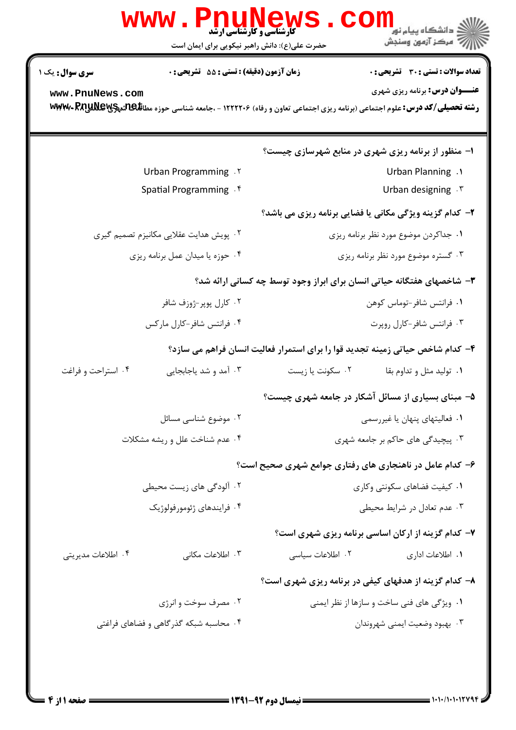کارشناسی و کارشناسی ارشد

حضرت علی(ع): دانش راهبر نیکویی برای ایمان است

دانشگاه پیام نور
مرکز آزمون وسنجش

**سری سوال:** یک ۱

**زمان آزمون (دقیقه) : تستی : ۵۵ تشریحی : ۰**

**تعداد سوالات : تستی : ۳۰ تشریحی : ۰**

**عنـــوان درس:** برنامه ریزی شهری

**رشته تحصیلی/کد درس:** علوم اجتماعی (برنامه ریزی اجتماعی تعاون و رفاه) ۱۲۲۲۲۰۶ - ،جامعه شناسی حوزه مطالعات شهری

**۱- منظور از برنامه ریزی شهری در منابع شهرسازی چیست؟**

۱. Urban Planning
۲. Urban Programming
۳. Urban designing
۴. Spatial Programming

**۲- کدام گزینه ویژگی مکانی یا فضایی برنامه ریزی می باشد؟**

۱. جداکردن موضوع مورد نظر برنامه ریزی
۲. پویش هدایت عقلایی مکانیزم تصمیم گیری
۳. گستره موضوع مورد نظر برنامه ریزی
۴. حوزه یا میدان عمل برنامه ریزی

**۳- شاخصهای هفتگانه حیاتی انسان برای ابراز وجود توسط چه کسانی ارائه شد؟**

۱. فرانتس شافر-توماس کوهن
۲. کارل پوپر-ژوزف شافر
۳. فرانتس شافر-کارل روپرت
۴. فرانتس شافر-کارل مارکس

**۴- کدام شاخص حیاتی زمینه تجدید قوا را برای استمرار فعالیت انسان فراهم می سازد؟**

۱. تولید مثل و تداوم بقا
۲. سکونت یا زیست
۳. آمد و شد یاجابجایی
۴. استراحت و فراغت

**۵- مبنای بسیاری از مسائل آشکار در جامعه شهری چیست؟**

۱. فعالیتهای پنهان یا غیررسمی
۲. موضوع شناسی مسائل
۳. پیچیدگی های حاکم بر جامعه شهری
۴. عدم شناخت علل و ریشه مشکلات

**۶- کدام عامل در ناهنجاری های رفتاری جوامع شهری صحیح است؟**

۱. کیفیت فضاهای سکونتی وکاری
۲. آلودگی های زیست محیطی
۳. عدم تعادل در شرایط محیطی
۴. فرایندهای ژئومورفولوژیک

**۷- کدام گزینه از ارکان اساسی برنامه ریزی شهری است؟**

۱. اطلاعات اداری
۲. اطلاعات سیاسی
۳. اطلاعات مکانی
۴. اطلاعات مدیریتی

**۸- کدام گزینه از هدفهای کیفی در برنامه ریزی شهری است؟**

۱. ویژگی های فنی ساخت و سازها از نظر ایمنی
۲. مصرف سوخت و انرژی
۳. بهبود وضعیت ایمنی شهروندان
۴. محاسبه شبکه گذرگاهی و فضاهای فراغتی

نیمسال دوم ۹۲-۱۳۹۱

۱۰۱۰/۱۰۱۰۱۲۷۹۴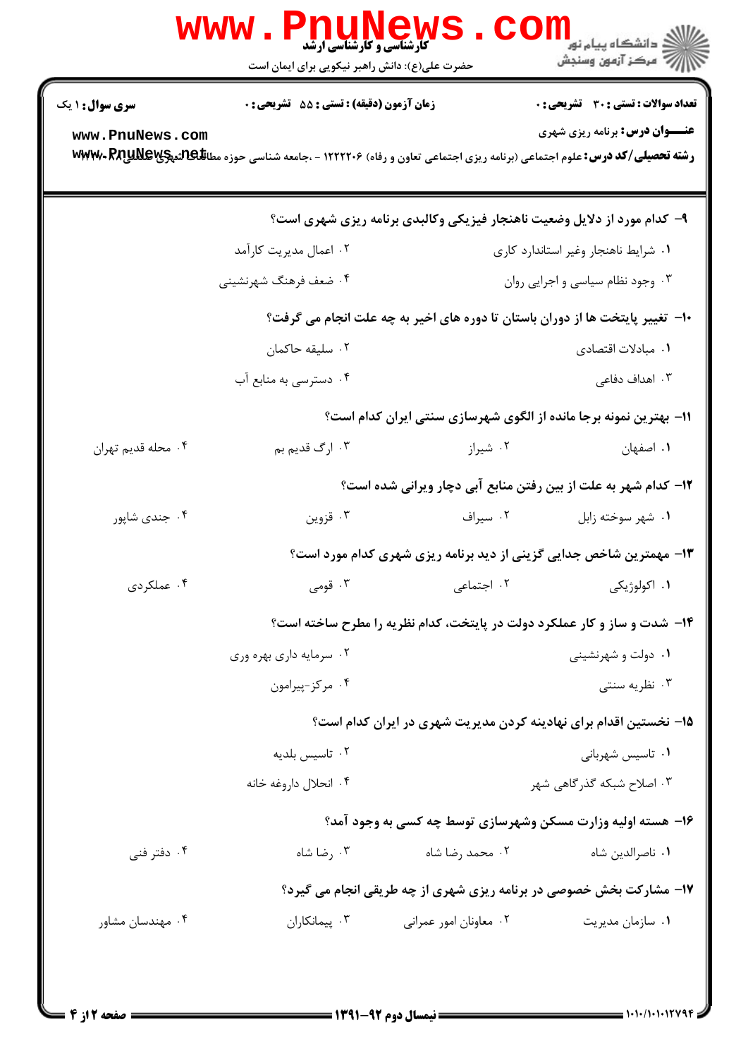**سری سوال:** ۱ یک

**زمان آزمون (دقیقه) : تستی :** ۵۵ **تشریحی :** ۰

**تعداد سوالات : تستی :** ۳۰ **تشریحی :** ۰

**عنـــوان درس:** برنامه ریزی شهری

**رشته تحصیلی/کد درس:** علوم اجتماعی (برنامه ریزی اجتماعی تعاون و رفاه) ۱۲۲۲۲۰۶ - ،جامعه شناسی حوزه مطالعات شهری ۱۲۲۲۲۰۶

۹- کدام مورد از دلایل وضعیت ناهنجار فیزیکی وکالبدی برنامه ریزی شهری است؟

۱. شرایط ناهنجار وغیر استاندارد کاری
۲. اعمال مدیریت کارآمد
۳. وجود نظام سیاسی و اجرایی روان
۴. ضعف فرهنگ شهرنشینی

۱۰- تغییر پایتخت ها از دوران باستان تا دوره های اخیر به چه علت انجام می گرفت؟

۱. مبادلات اقتصادی
۲. سلیقه حاکمان
۳. اهداف دفاعی
۴. دسترسی به منابع آب

۱۱- بهترین نمونه برجا مانده از الگوی شهرسازی سنتی ایران کدام است؟

۱. اصفهان
۲. شیراز
۳. ارگ قدیم بم
۴. محله قدیم تهران

۱۲- کدام شهر به علت از بین رفتن منابع آبی دچار ویرانی شده است؟

۱. شهر سوخته زابل
۲. سیراف
۳. قزوین
۴. جندی شاپور

۱۳- مهمترین شاخص جدایی گزینی از دید برنامه ریزی شهری کدام مورد است؟

۱. اکولوژیکی
۲. اجتماعی
۳. قومی
۴. عملکردی

۱۴- شدت و ساز و کار عملکرد دولت در پایتخت، کدام نظریه را مطرح ساخته است؟

۱. دولت و شهرنشینی
۲. سرمایه داری بهره وری
۳. نظریه سنتی
۴. مرکز-پیرامون

۱۵- نخستین اقدام برای نهادینه کردن مدیریت شهری در ایران کدام است؟

۱. تاسیس شهربانی
۲. تاسیس بلدیه
۳. اصلاح شبکه گذرگاهی شهر
۴. انحلال داروغه خانه

۱۶- هسته اولیه وزارت مسکن وشهرسازی توسط چه کسی به وجود آمد؟

۱. ناصرالدین شاه
۲. محمد رضا شاه
۳. رضا شاه
۴. دفتر فنی

۱۷- مشارکت بخش خصوصی در برنامه ریزی شهری از چه طریقی انجام می گیرد؟

۱. سازمان مدیریت
۲. معاونان امور عمرانی
۳. پیمانکاران
۴. مهندسان مشاور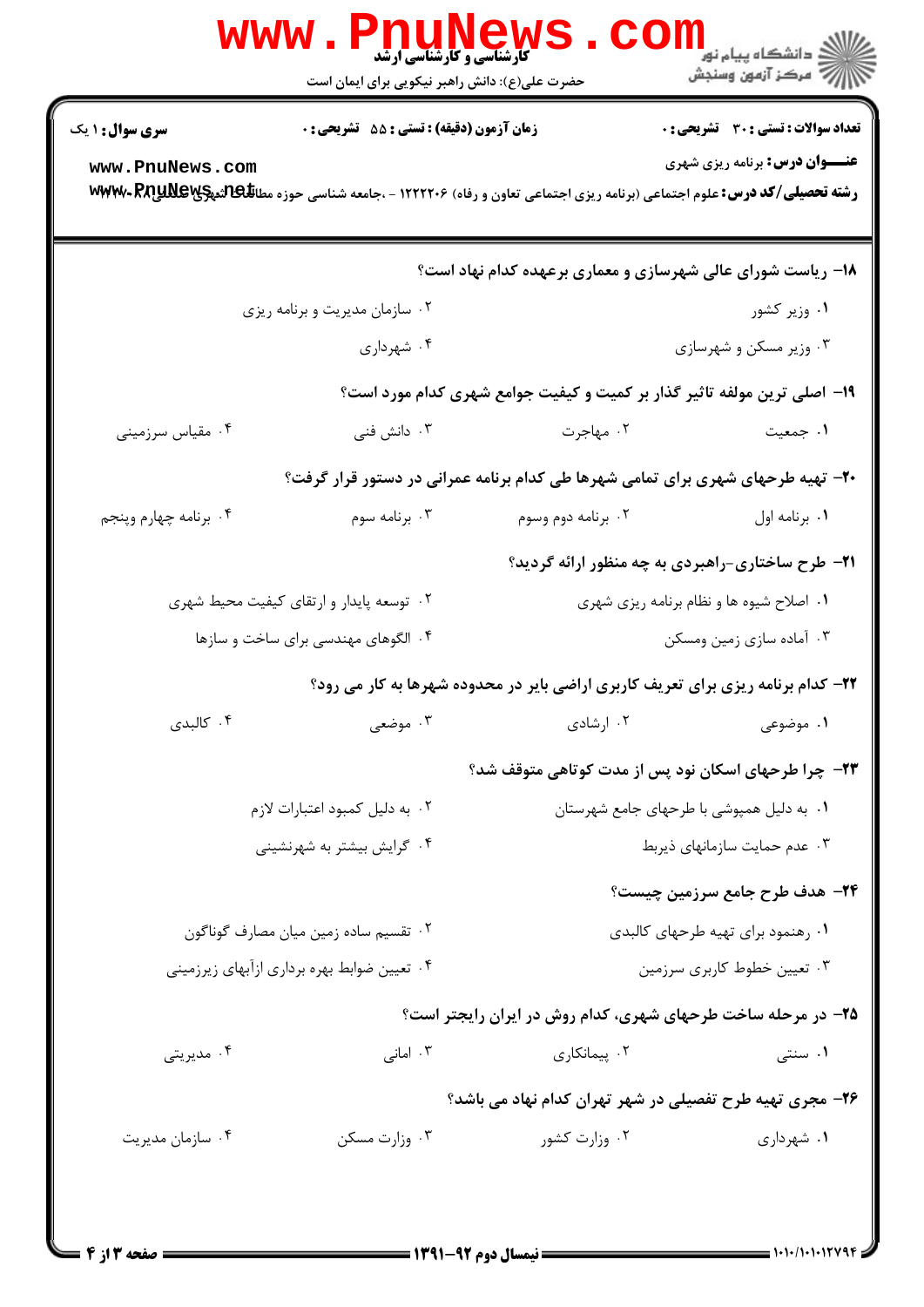**سری سوال:** ۱ یک

**زمان آزمون (دقیقه) : تستی :** ۵۵ **تشریحی :** ۰

**تعداد سوالات : تستی :** ۳۰ **تشریحی :** ۰

**عنـــوان درس:** برنامه ریزی شهری

**رشته تحصیلی/کد درس:** علوم اجتماعی (برنامه ریزی اجتماعی تعاون و رفاه) ۱۲۲۲۲۰۶ - ،جامعه شناسی حوزه مطالعات شهری

۱۸- ریاست شورای عالی شهرسازی و معماری برعهده کدام نهاد است؟

۱. وزیر کشور
۲. سازمان مدیریت و برنامه ریزی
۳. وزیر مسکن و شهرسازی
۴. شهرداری

۱۹- اصلی ترین مولفه تاثیر گذار بر کمیت و کیفیت جوامع شهری کدام مورد است؟

۱. جمعیت
۲. مهاجرت
۳. دانش فنی
۴. مقیاس سرزمینی

۲۰- تهیه طرحهای شهری برای تمامی شهرها طی کدام برنامه عمرانی در دستور قرار گرفت؟

۱. برنامه اول
۲. برنامه دوم وسوم
۳. برنامه سوم
۴. برنامه چهارم وپنجم

۲۱- طرح ساختاری-راهبردی به چه منظور ارائه گردید؟

۱. اصلاح شیوه ها و نظام برنامه ریزی شهری
۲. توسعه پایدار و ارتقای کیفیت محیط شهری
۳. آماده سازی زمین ومسکن
۴. الگوهای مهندسی برای ساخت و سازها

۲۲- کدام برنامه ریزی برای تعریف کاربری اراضی بایر در محدوده شهرها به کار می رود؟

۱. موضوعی
۲. ارشادی
۳. موضعی
۴. کالبدی

۲۳- چرا طرحهای اسکان نود پس از مدت کوتاهی متوقف شد؟

۱. به دلیل همپوشی با طرحهای جامع شهرستان
۲. به دلیل کمبود اعتبارات لازم
۳. عدم حمایت سازمانهای ذیربط
۴. گرایش بیشتر به شهرنشینی

۲۴- هدف طرح جامع سرزمین چیست؟

۱. رهنمود برای تهیه طرحهای کالبدی
۲. تقسیم ساده زمین میان مصارف گوناگون
۳. تعیین خطوط کاربری سرزمین
۴. تعیین ضوابط بهره برداری ازآبهای زیرزمینی

۲۵- در مرحله ساخت طرحهای شهری، کدام روش در ایران رایجتر است؟

۱. سنتی
۲. پیمانکاری
۳. امانی
۴. مدیریتی

۲۶- مجری تهیه طرح تفصیلی در شهر تهران کدام نهاد می باشد؟

۱. شهرداری
۲. وزارت کشور
۳. وزارت مسکن
۴. سازمان مدیریت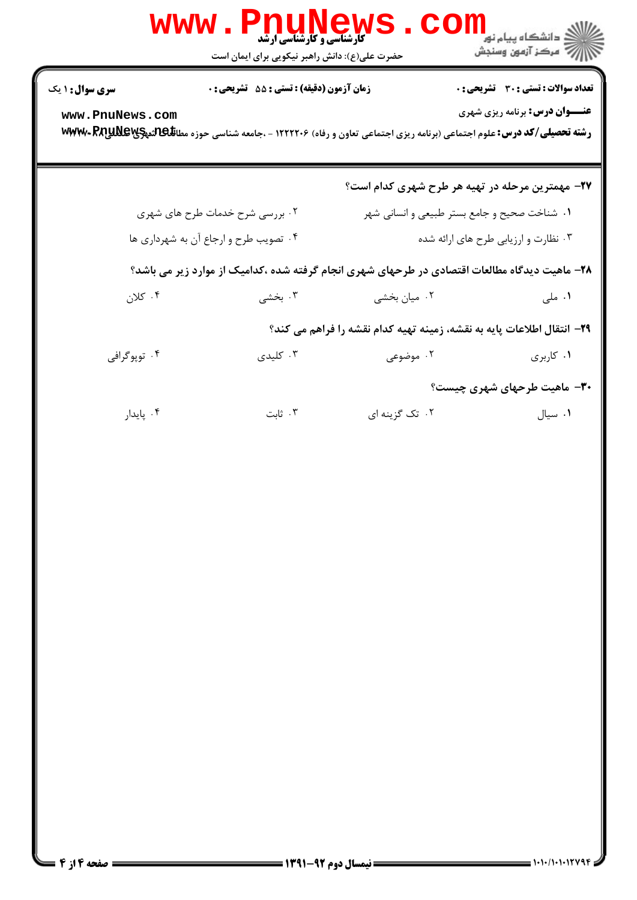**تعداد سوالات : تستی : ۳۰ تشریحی : ۰** | **زمان آزمون (دقیقه) : تستی : ۵۵ تشریحی : ۰** | **سری سوال : ۱ یک**

**عنـــوان درس:** برنامه ریزی شهری

**رشته تحصیلی/کد درس:** علوم اجتماعی (برنامه ریزی اجتماعی تعاون و رفاه) ۱۲۲۲۲۰۶ - ،جامعه شناسی حوزه مطالعات شهری ۱۲۲۲۰۶

**۲۷- مهمترین مرحله در تهیه هر طرح شهری کدام است؟**

۱. شناخت صحیح و جامع بستر طبیعی و انسانی شهر

۲. بررسی شرح خدمات طرح های شهری

۳. نظارت و ارزیابی طرح های ارائه شده

۴. تصویب طرح و ارجاع آن به شهرداری ها

**۲۸- ماهیت دیدگاه مطالعات اقتصادی در طرحهای شهری انجام گرفته شده ،کدامیک از موارد زیر می باشد؟**

۱. ملی

۲. میان بخشی

۳. بخشی

۴. کلان

**۲۹- انتقال اطلاعات پایه به نقشه، زمینه تهیه کدام نقشه را فراهم می کند؟**

۱. کاربری

۲. موضوعی

۳. کلیدی

۴. توپوگرافی

**۳۰- ماهیت طرحهای شهری چیست؟**

۱. سیال

۲. تک گزینه ای

۳. ثابت

۴. پایدار